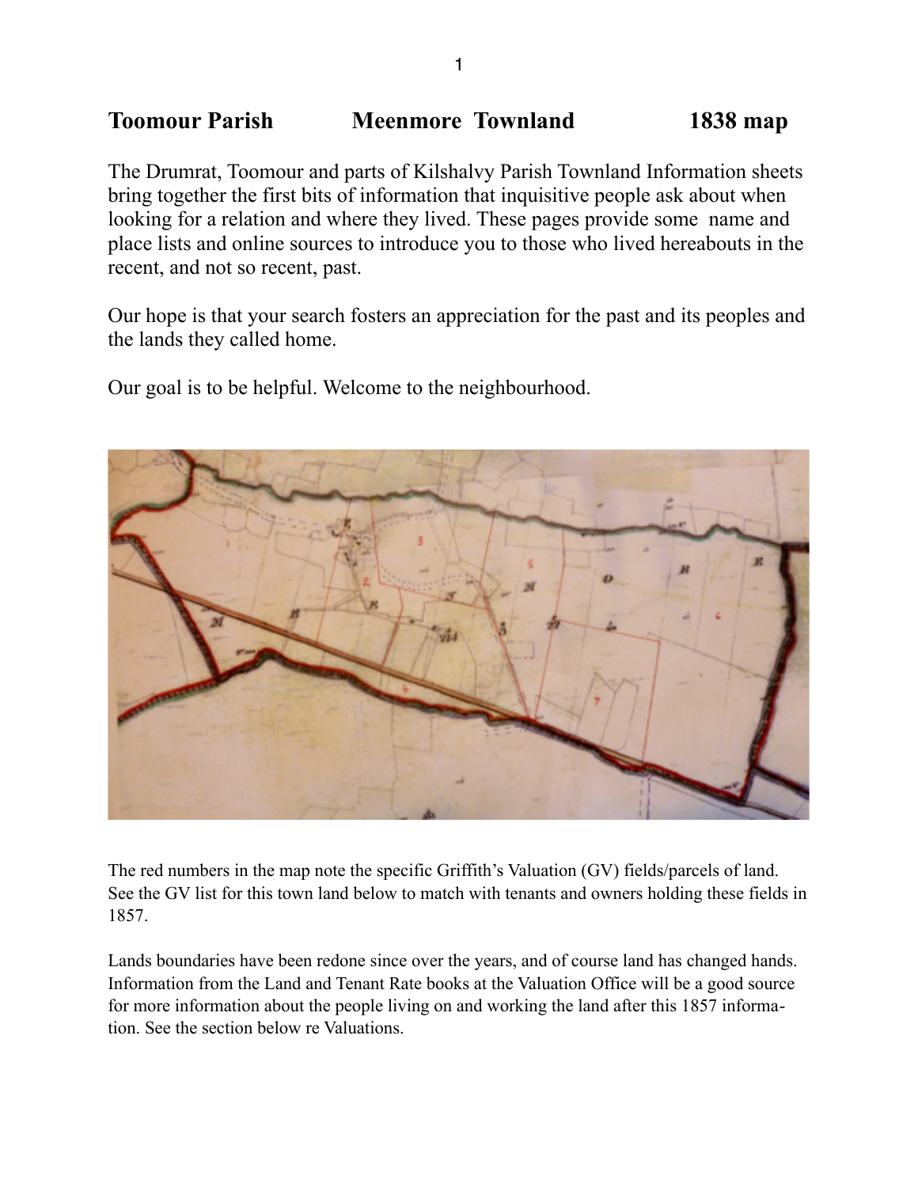# Toomour Parish Meenmore Townland 1838 map

The Drumrat, Toomour and parts of Kilshalvy Parish Townland Information sheets bring together the first bits of information that inquisitive people ask about when looking for a relation and where they lived. These pages provide some name and place lists and online sources to introduce you to those who lived hereabouts in the recent, and not so recent, past.

Our hope is that your search fosters an appreciation for the past and its peoples and the lands they called home.

Our goal is to be helpful. Welcome to the neighbourhood.

The red numbers in the map note the specific Griffith's Valuation (GV) fields/parcels of land. See the GV list for this town land below to match with tenants and owners holding these fields in 1857.

Lands boundaries have been redone since over the years, and of course land has changed hands. Information from the Land and Tenant Rate books at the Valuation Office will be a good source for more information about the people living on and working the land after this 1857 information. See the section below re Valuations.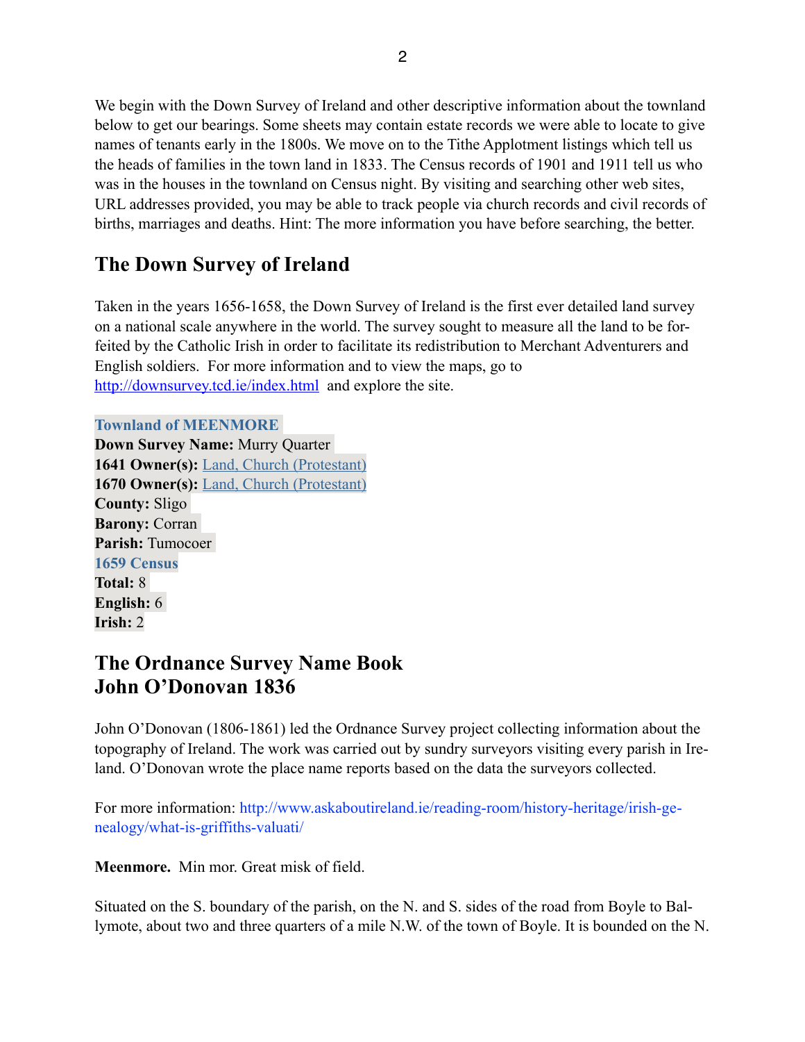We begin with the Down Survey of Ireland and other descriptive information about the townland below to get our bearings. Some sheets may contain estate records we were able to locate to give names of tenants early in the 1800s. We move on to the Tithe Applotment listings which tell us the heads of families in the town land in 1833. The Census records of 1901 and 1911 tell us who was in the houses in the townland on Census night. By visiting and searching other web sites, URL addresses provided, you may be able to track people via church records and civil records of births, marriages and deaths. Hint: The more information you have before searching, the better.

## The Down Survey of Ireland

Taken in the years 1656-1658, the Down Survey of Ireland is the first ever detailed land survey on a national scale anywhere in the world. The survey sought to measure all the land to be forfeited by the Catholic Irish in order to facilitate its redistribution to Merchant Adventurers and English soldiers. For more information and to view the maps, go to http://downsurvey.tcd.ie/index.html and explore the site.

**Townland of MEENMORE**
**Down Survey Name:** Murry Quarter
**1641 Owner(s):** Land, Church (Protestant)
**1670 Owner(s):** Land, Church (Protestant)
**County:** Sligo
**Barony:** Corran
**Parish:** Tumocoer
**1659 Census**
**Total:** 8
**English:** 6
**Irish:** 2

## The Ordnance Survey Name Book
## John O'Donovan 1836

John O'Donovan (1806-1861) led the Ordnance Survey project collecting information about the topography of Ireland. The work was carried out by sundry surveyors visiting every parish in Ireland. O'Donovan wrote the place name reports based on the data the surveyors collected.

For more information: http://www.askaboutireland.ie/reading-room/history-heritage/irish-genealogy/what-is-griffiths-valuati/

**Meenmore.** Min mor. Great misk of field.

Situated on the S. boundary of the parish, on the N. and S. sides of the road from Boyle to Ballymote, about two and three quarters of a mile N.W. of the town of Boyle. It is bounded on the N.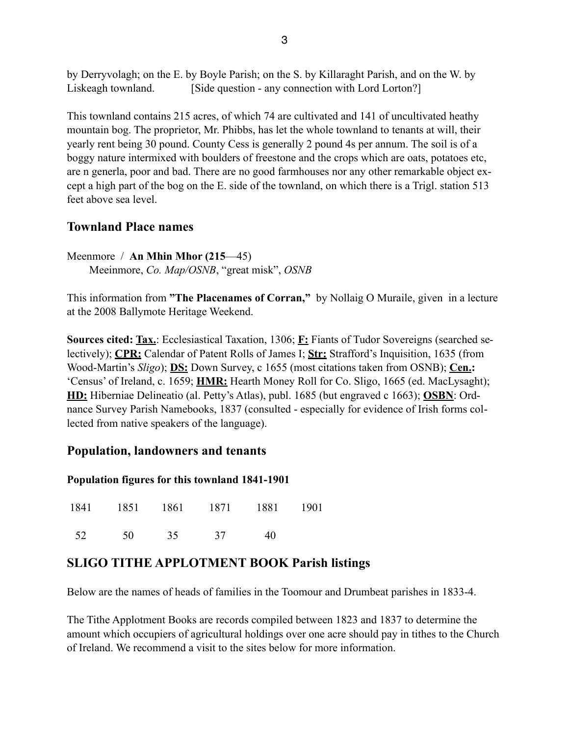by Derryvolagh; on the E. by Boyle Parish; on the S. by Killaraght Parish, and on the W. by Liskeagh townland. [Side question - any connection with Lord Lorton?]

This townland contains 215 acres, of which 74 are cultivated and 141 of uncultivated heathy mountain bog. The proprietor, Mr. Phibbs, has let the whole townland to tenants at will, their yearly rent being 30 pound. County Cess is generally 2 pound 4s per annum. The soil is of a boggy nature intermixed with boulders of freestone and the crops which are oats, potatoes etc, are n generla, poor and bad. There are no good farmhouses nor any other remarkable object except a high part of the bog on the E. side of the townland, on which there is a Trigl. station 513 feet above sea level.

## Townland Place names

Meenmore / **An Mhin Mhor (215**—45)
Meeinmore, *Co. Map/OSNB*, "great misk", *OSNB*

This information from **"The Placenames of Corran,"** by Nollaig O Muraile, given in a lecture at the 2008 Ballymote Heritage Weekend.

**Sources cited: <u>Tax.</u>**: Ecclesiastical Taxation, 1306; **<u>F:</u>** Fiants of Tudor Sovereigns (searched selectively); **<u>CPR:</u>** Calendar of Patent Rolls of James I; **<u>Str:</u>** Strafford's Inquisition, 1635 (from Wood-Martin's *Sligo*); **<u>DS:</u>** Down Survey, c 1655 (most citations taken from OSNB); **<u>Cen.:</u>** 'Census' of Ireland, c. 1659; **<u>HMR:</u>** Hearth Money Roll for Co. Sligo, 1665 (ed. MacLysaght); **<u>HD:</u>** Hiberniae Delineatio (al. Petty's Atlas), publ. 1685 (but engraved c 1663); **<u>OSBN</u>**: Ordnance Survey Parish Namebooks, 1837 (consulted - especially for evidence of Irish forms collected from native speakers of the language).

## Population, landowners and tenants

### Population figures for this townland 1841-1901

| 1841 | 1851 | 1861 | 1871 | 1881 | 1901 |
|---|---|---|---|---|---|
| 52 | 50 | 35 | 37 | 40 | |

## SLIGO TITHE APPLOTMENT BOOK Parish listings

Below are the names of heads of families in the Toomour and Drumbeat parishes in 1833-4.

The Tithe Applotment Books are records compiled between 1823 and 1837 to determine the amount which occupiers of agricultural holdings over one acre should pay in tithes to the Church of Ireland. We recommend a visit to the sites below for more information.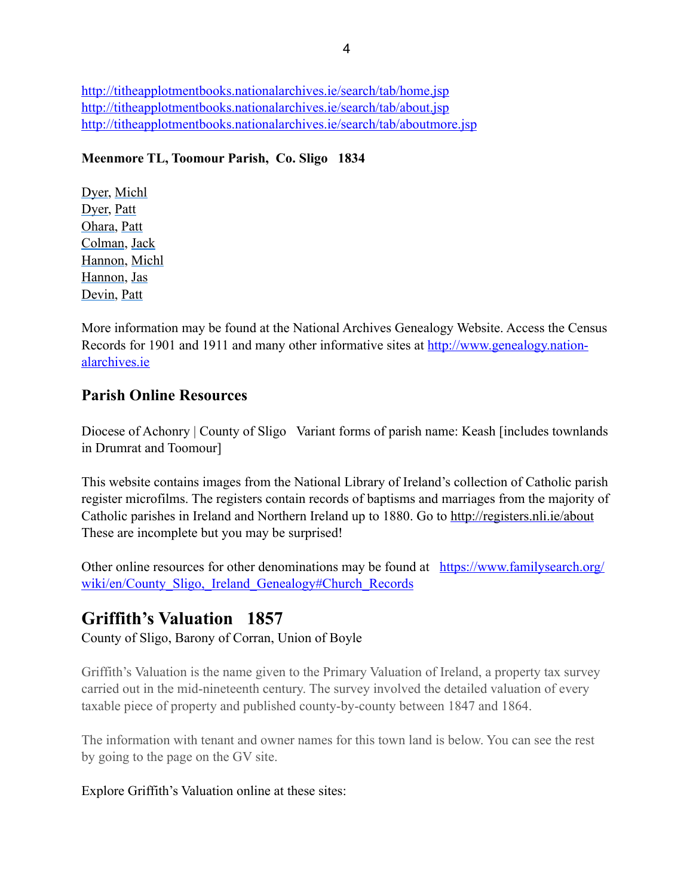http://titheapplotmentbooks.nationalarchives.ie/search/tab/home.jsp
http://titheapplotmentbooks.nationalarchives.ie/search/tab/about.jsp
http://titheapplotmentbooks.nationalarchives.ie/search/tab/aboutmore.jsp

**Meenmore TL, Toomour Parish, Co. Sligo 1834**

Dyer, Michl
Dyer, Patt
Ohara, Patt
Colman, Jack
Hannon, Michl
Hannon, Jas
Devin, Patt

More information may be found at the National Archives Genealogy Website. Access the Census Records for 1901 and 1911 and many other informative sites at http://www.genealogy.nationalarchives.ie

### Parish Online Resources

Diocese of Achonry | County of Sligo Variant forms of parish name: Keash [includes townlands in Drumrat and Toomour]

This website contains images from the National Library of Ireland's collection of Catholic parish register microfilms. The registers contain records of baptisms and marriages from the majority of Catholic parishes in Ireland and Northern Ireland up to 1880. Go to http://registers.nli.ie/about These are incomplete but you may be surprised!

Other online resources for other denominations may be found at https://www.familysearch.org/wiki/en/County_Sligo,_Ireland_Genealogy#Church_Records

## Griffith's Valuation 1857

County of Sligo, Barony of Corran, Union of Boyle

Griffith's Valuation is the name given to the Primary Valuation of Ireland, a property tax survey carried out in the mid-nineteenth century. The survey involved the detailed valuation of every taxable piece of property and published county-by-county between 1847 and 1864.

The information with tenant and owner names for this town land is below. You can see the rest by going to the page on the GV site.

Explore Griffith's Valuation online at these sites: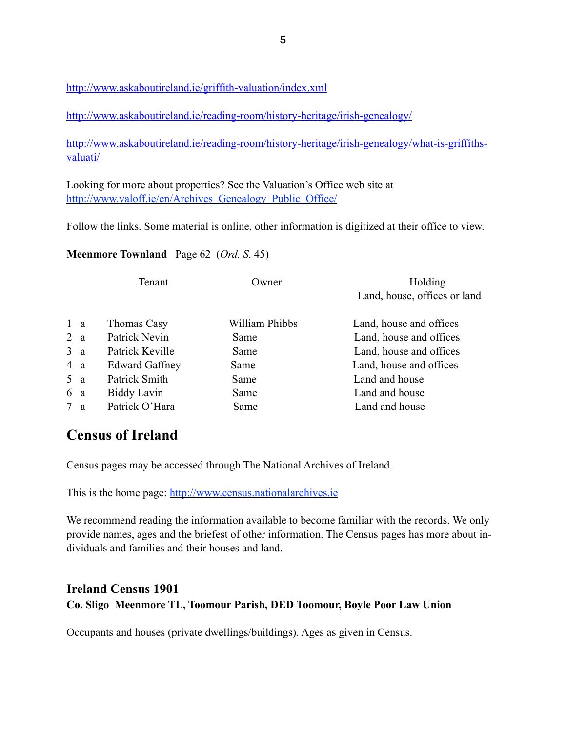http://www.askaboutireland.ie/griffith-valuation/index.xml

http://www.askaboutireland.ie/reading-room/history-heritage/irish-genealogy/

http://www.askaboutireland.ie/reading-room/history-heritage/irish-genealogy/what-is-griffiths-valuati/

Looking for more about properties? See the Valuation's Office web site at http://www.valoff.ie/en/Archives_Genealogy_Public_Office/

Follow the links. Some material is online, other information is digitized at their office to view.

**Meenmore Townland** Page 62 (*Ord. S.* 45)

| | | Tenant | Owner | Holding<br>Land, house, offices or land |
|---|---|---|---|---|
| 1 | a | Thomas Casy | William Phibbs | Land, house and offices |
| 2 | a | Patrick Nevin | Same | Land, house and offices |
| 3 | a | Patrick Keville | Same | Land, house and offices |
| 4 | a | Edward Gaffney | Same | Land, house and offices |
| 5 | a | Patrick Smith | Same | Land and house |
| 6 | a | Biddy Lavin | Same | Land and house |
| 7 | a | Patrick O'Hara | Same | Land and house |

## Census of Ireland

Census pages may be accessed through The National Archives of Ireland.

This is the home page: http://www.census.nationalarchives.ie

We recommend reading the information available to become familiar with the records. We only provide names, ages and the briefest of other information. The Census pages has more about individuals and families and their houses and land.

### Ireland Census 1901

**Co. Sligo Meenmore TL, Toomour Parish, DED Toomour, Boyle Poor Law Union**

Occupants and houses (private dwellings/buildings). Ages as given in Census.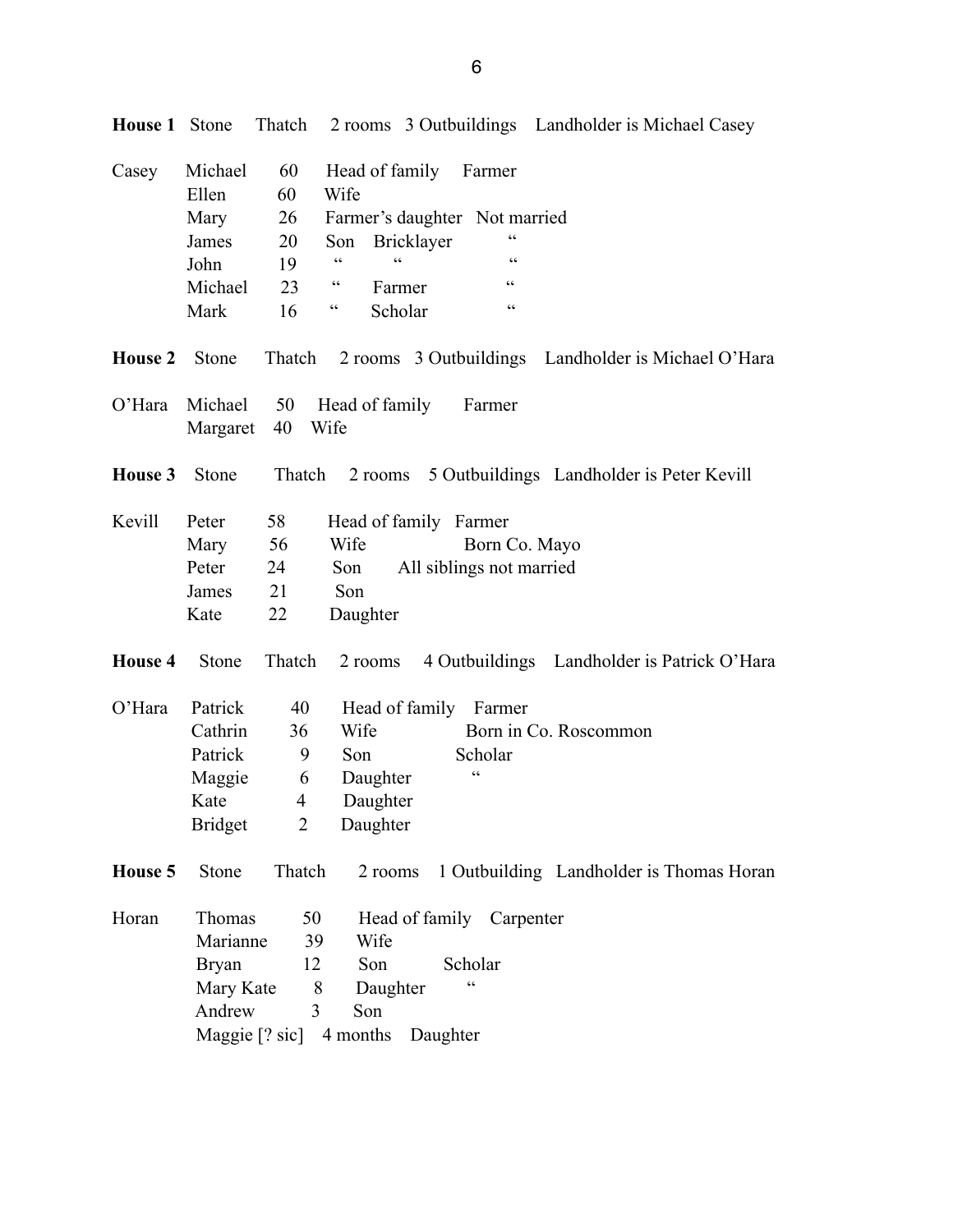**House 1** Stone Thatch 2 rooms 3 Outbuildings Landholder is Michael Casey

| | | | | | |
|---|---|---|---|---|---|
| Casey | Michael | 60 | Head of family | Farmer | |
| | Ellen | 60 | Wife | | |
| | Mary | 26 | Farmer's daughter | | Not married |
| | James | 20 | Son | Bricklayer | " |
| | John | 19 | " | " | " |
| | Michael | 23 | " | Farmer | " |
| | Mark | 16 | " | Scholar | " |

**House 2** Stone Thatch 2 rooms 3 Outbuildings Landholder is Michael O'Hara

| | | | | |
|---|---|---|---|---|
| O'Hara | Michael | 50 | Head of family | Farmer |
| | Margaret | 40 | Wife | |

**House 3** Stone Thatch 2 rooms 5 Outbuildings Landholder is Peter Kevill

| | | | | |
|---|---|---|---|---|
| Kevill | Peter | 58 | Head of family | Farmer |
| | Mary | 56 | Wife | Born Co. Mayo |
| | Peter | 24 | Son | All siblings not married |
| | James | 21 | Son | |
| | Kate | 22 | Daughter | |

**House 4** Stone Thatch 2 rooms 4 Outbuildings Landholder is Patrick O'Hara

| | | | | | |
|---|---|---|---|---|---|
| O'Hara | Patrick | 40 | Head of family | Farmer | |
| | Cathrin | 36 | Wife | | Born in Co. Roscommon |
| | Patrick | 9 | Son | Scholar | |
| | Maggie | 6 | Daughter | " | |
| | Kate | 4 | Daughter | | |
| | Bridget | 2 | Daughter | | |

**House 5** Stone Thatch 2 rooms 1 Outbuilding Landholder is Thomas Horan

| | | | | |
|---|---|---|---|---|
| Horan | Thomas | 50 | Head of family | Carpenter |
| | Marianne | 39 | Wife | |
| | Bryan | 12 | Son | Scholar |
| | Mary Kate | 8 | Daughter | " |
| | Andrew | 3 | Son | |
| | Maggie [? sic] | 4 months | Daughter | |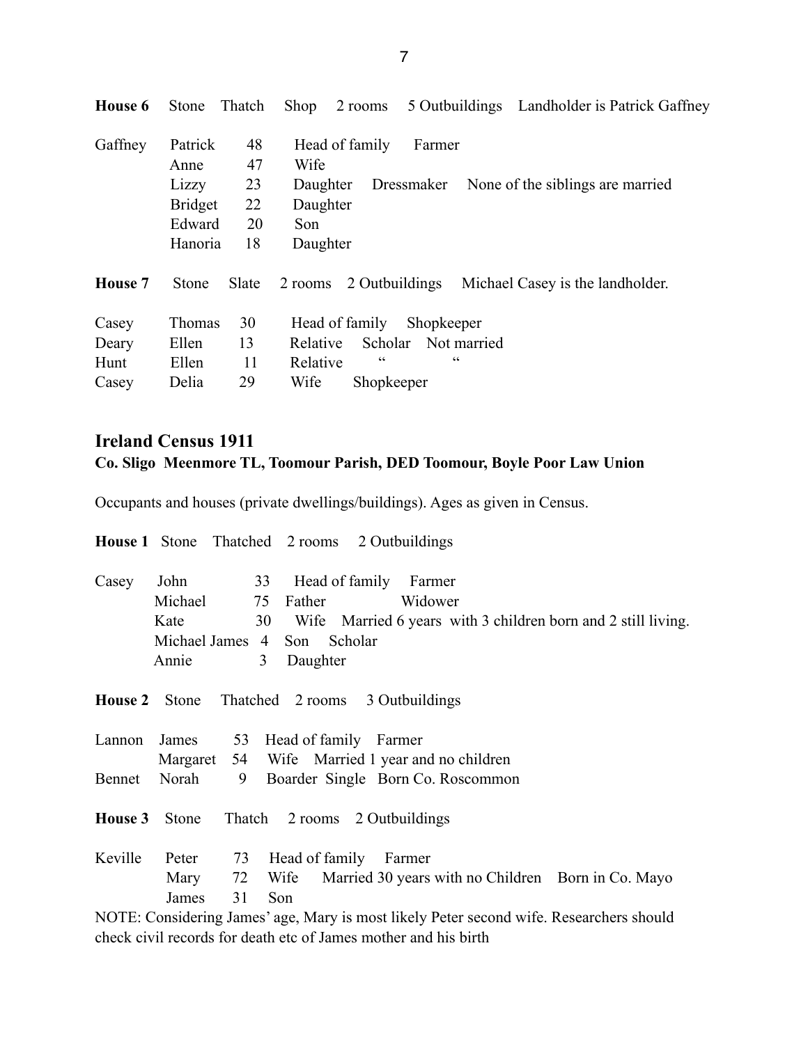**House 6** Stone Thatch Shop 2 rooms 5 Outbuildings Landholder is Patrick Gaffney

| | | | | |
|---|---|---|---|---|
| Gaffney | Patrick | 48 | Head of family | Farmer |
| | Anne | 47 | Wife | |
| | Lizzy | 23 | Daughter | Dressmaker None of the siblings are married |
| | Bridget | 22 | Daughter | |
| | Edward | 20 | Son | |
| | Hanoria | 18 | Daughter | |

**House 7** Stone Slate 2 rooms 2 Outbuildings Michael Casey is the landholder.

| | | | | | |
|---|---|---|---|---|---|
| Casey | Thomas | 30 | Head of family | Shopkeeper | |
| Deary | Ellen | 13 | Relative | Scholar | Not married |
| Hunt | Ellen | 11 | Relative | " | " |
| Casey | Delia | 29 | Wife | Shopkeeper | |

## Ireland Census 1911

### Co. Sligo Meenmore TL, Toomour Parish, DED Toomour, Boyle Poor Law Union

Occupants and houses (private dwellings/buildings). Ages as given in Census.

**House 1** Stone Thatched 2 rooms 2 Outbuildings

| | | | | |
|---|---|---|---|---|
| Casey | John | 33 | Head of family | Farmer |
| | Michael | 75 | Father | Widower |
| | Kate | 30 | Wife | Married 6 years with 3 children born and 2 still living. |
| | Michael James | 4 | Son | Scholar |
| | Annie | 3 | Daughter | |

**House 2** Stone Thatched 2 rooms 3 Outbuildings

| | | | | |
|---|---|---|---|---|
| Lannon | James | 53 | Head of family | Farmer |
| | Margaret | 54 | Wife | Married 1 year and no children |
| Bennet | Norah | 9 | Boarder | Single Born Co. Roscommon |

**House 3** Stone Thatch 2 rooms 2 Outbuildings

| | | | | |
|---|---|---|---|---|
| Keville | Peter | 73 | Head of family | Farmer |
| | Mary | 72 | Wife | Married 30 years with no Children Born in Co. Mayo |
| | James | 31 | Son | |

NOTE: Considering James' age, Mary is most likely Peter second wife. Researchers should check civil records for death etc of James mother and his birth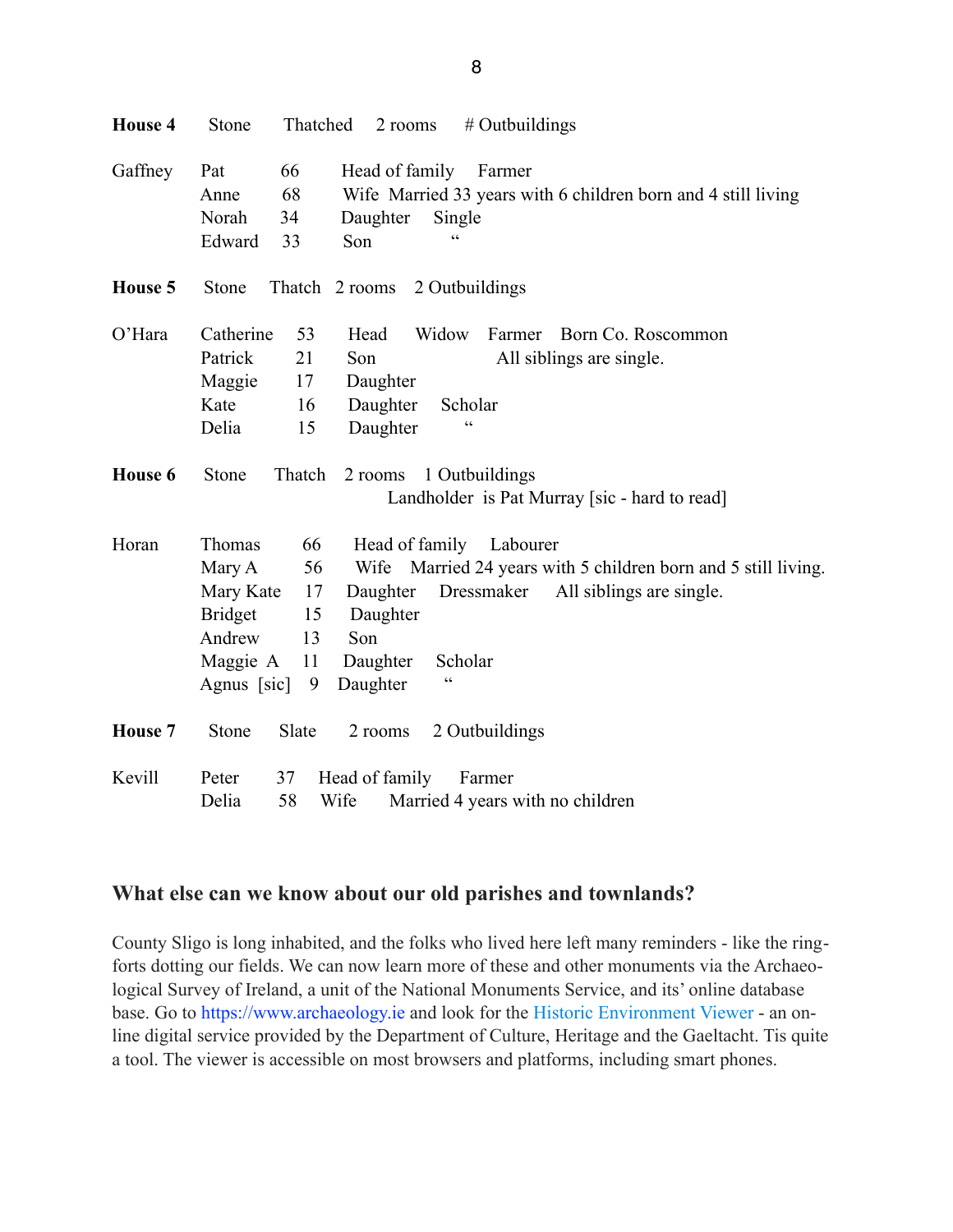**House 4** Stone Thatched 2 rooms # Outbuildings

| | | | |
|---|---|---|---|
| Gaffney | Pat | 66 | Head of family Farmer |
| | Anne | 68 | Wife Married 33 years with 6 children born and 4 still living |
| | Norah | 34 | Daughter Single |
| | Edward | 33 | Son " |

**House 5** Stone Thatch 2 rooms 2 Outbuildings

| | | | |
|---|---|---|---|
| O'Hara | Catherine | 53 | Head Widow Farmer Born Co. Roscommon |
| | Patrick | 21 | Son All siblings are single. |
| | Maggie | 17 | Daughter |
| | Kate | 16 | Daughter Scholar |
| | Delia | 15 | Daughter " |

**House 6** Stone Thatch 2 rooms 1 Outbuildings
Landholder is Pat Murray [sic - hard to read]

| | | | |
|---|---|---|---|
| Horan | Thomas | 66 | Head of family Labourer |
| | Mary A | 56 | Wife Married 24 years with 5 children born and 5 still living. |
| | Mary Kate | 17 | Daughter Dressmaker All siblings are single. |
| | Bridget | 15 | Daughter |
| | Andrew | 13 | Son |
| | Maggie A | 11 | Daughter Scholar |
| | Agnus [sic] | 9 | Daughter " |

**House 7** Stone Slate 2 rooms 2 Outbuildings

| | | | |
|---|---|---|---|
| Kevill | Peter | 37 | Head of family Farmer |
| | Delia | 58 | Wife Married 4 years with no children |

## What else can we know about our old parishes and townlands?

County Sligo is long inhabited, and the folks who lived here left many reminders - like the ring-forts dotting our fields. We can now learn more of these and other monuments via the Archaeological Survey of Ireland, a unit of the National Monuments Service, and its' online database base. Go to https://www.archaeology.ie and look for the Historic Environment Viewer - an on-line digital service provided by the Department of Culture, Heritage and the Gaeltacht. Tis quite a tool. The viewer is accessible on most browsers and platforms, including smart phones.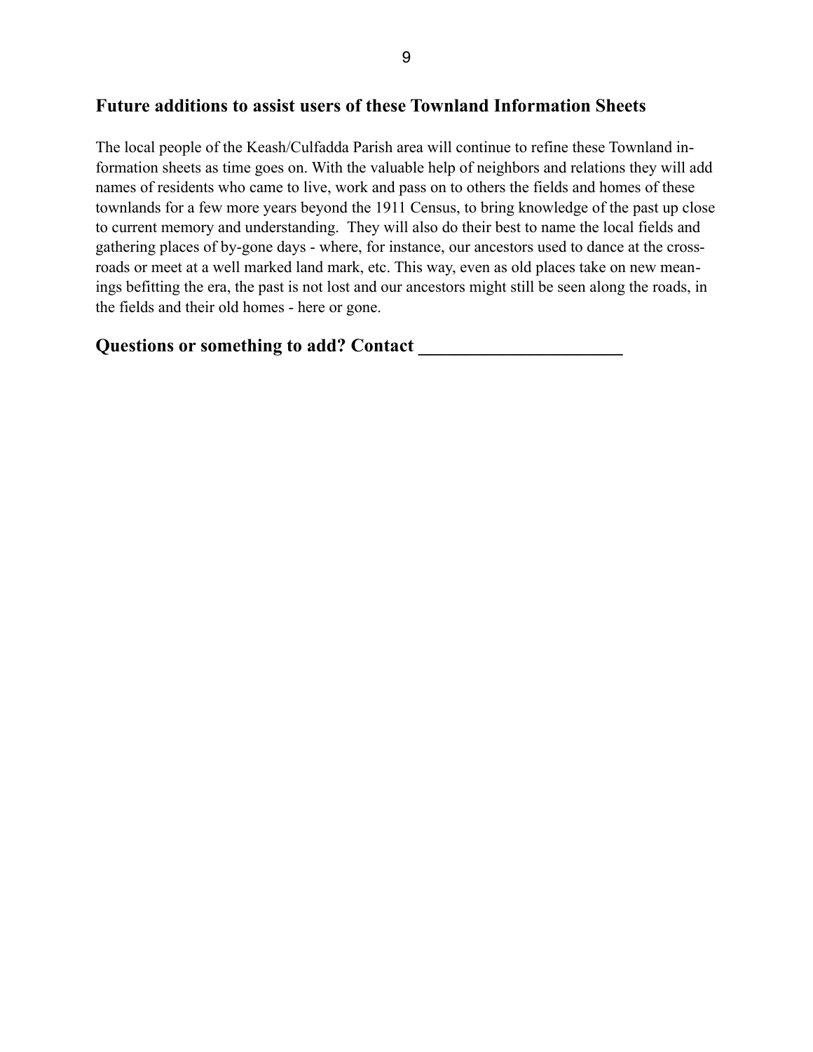## Future additions to assist users of these Townland Information Sheets

The local people of the Keash/Culfadda Parish area will continue to refine these Townland information sheets as time goes on. With the valuable help of neighbors and relations they will add names of residents who came to live, work and pass on to others the fields and homes of these townlands for a few more years beyond the 1911 Census, to bring knowledge of the past up close to current memory and understanding. They will also do their best to name the local fields and gathering places of by-gone days - where, for instance, our ancestors used to dance at the crossroads or meet at a well marked land mark, etc. This way, even as old places take on new meanings befitting the era, the past is not lost and our ancestors might still be seen along the roads, in the fields and their old homes - here or gone.

## Questions or something to add? Contact ______________________